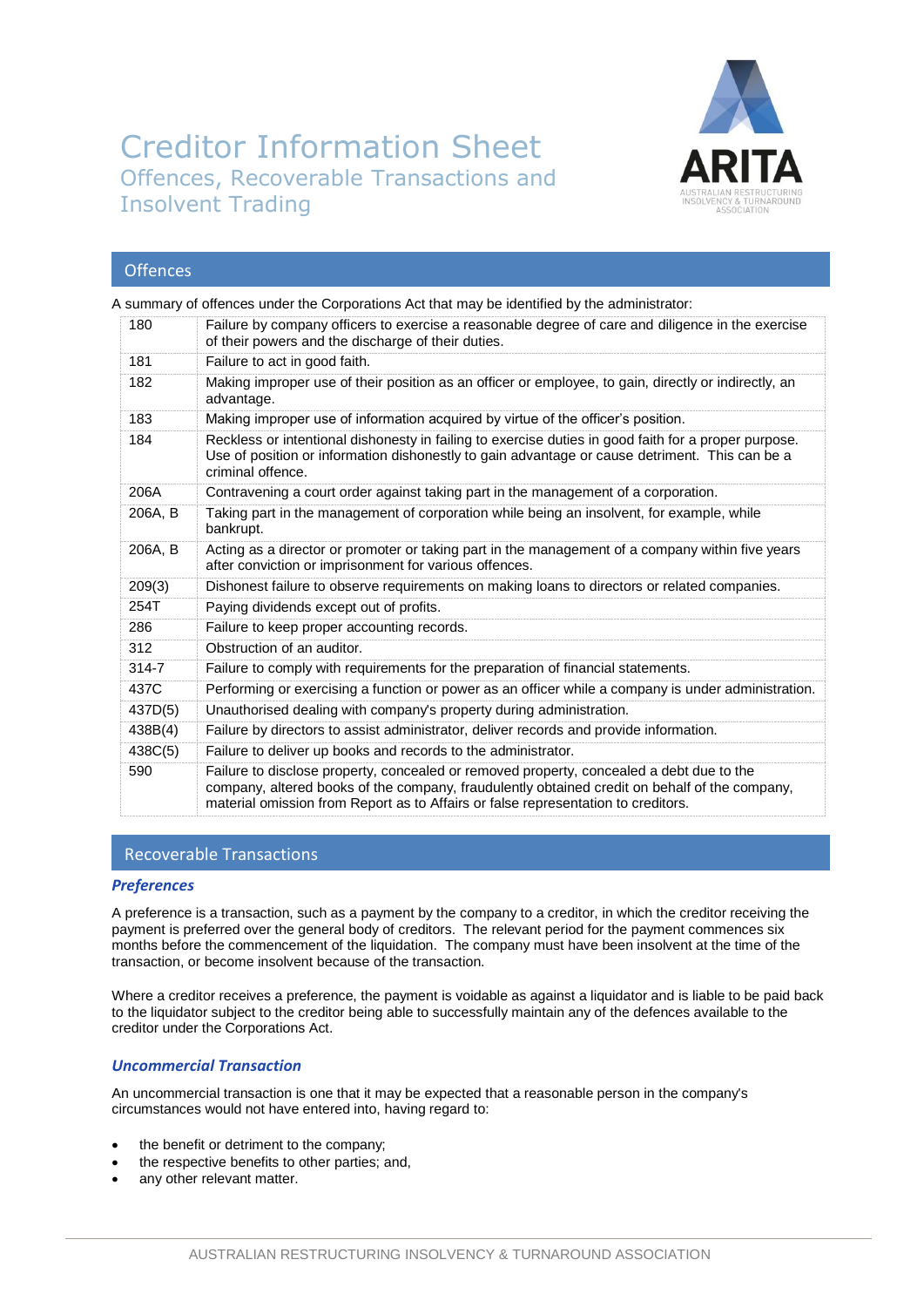# Creditor Information Sheet

## Offences, Recoverable Transactions and Insolvent Trading

## Offences

A summary of offences under the Corporations Act that may be identified by the administrator:

| | |
|---|---|
| 180 | Failure by company officers to exercise a reasonable degree of care and diligence in the exercise of their powers and the discharge of their duties. |
| 181 | Failure to act in good faith. |
| 182 | Making improper use of their position as an officer or employee, to gain, directly or indirectly, an advantage. |
| 183 | Making improper use of information acquired by virtue of the officer's position. |
| 184 | Reckless or intentional dishonesty in failing to exercise duties in good faith for a proper purpose. Use of position or information dishonestly to gain advantage or cause detriment. This can be a criminal offence. |
| 206A | Contravening a court order against taking part in the management of a corporation. |
| 206A, B | Taking part in the management of corporation while being an insolvent, for example, while bankrupt. |
| 206A, B | Acting as a director or promoter or taking part in the management of a company within five years after conviction or imprisonment for various offences. |
| 209(3) | Dishonest failure to observe requirements on making loans to directors or related companies. |
| 254T | Paying dividends except out of profits. |
| 286 | Failure to keep proper accounting records. |
| 312 | Obstruction of an auditor. |
| 314-7 | Failure to comply with requirements for the preparation of financial statements. |
| 437C | Performing or exercising a function or power as an officer while a company is under administration. |
| 437D(5) | Unauthorised dealing with company's property during administration. |
| 438B(4) | Failure by directors to assist administrator, deliver records and provide information. |
| 438C(5) | Failure to deliver up books and records to the administrator. |
| 590 | Failure to disclose property, concealed or removed property, concealed a debt due to the company, altered books of the company, fraudulently obtained credit on behalf of the company, material omission from Report as to Affairs or false representation to creditors. |

## Recoverable Transactions

### *Preferences*

A preference is a transaction, such as a payment by the company to a creditor, in which the creditor receiving the payment is preferred over the general body of creditors. The relevant period for the payment commences six months before the commencement of the liquidation. The company must have been insolvent at the time of the transaction, or become insolvent because of the transaction.

Where a creditor receives a preference, the payment is voidable as against a liquidator and is liable to be paid back to the liquidator subject to the creditor being able to successfully maintain any of the defences available to the creditor under the Corporations Act.

### *Uncommercial Transaction*

An uncommercial transaction is one that it may be expected that a reasonable person in the company's circumstances would not have entered into, having regard to:

- the benefit or detriment to the company;
- the respective benefits to other parties; and,
- any other relevant matter.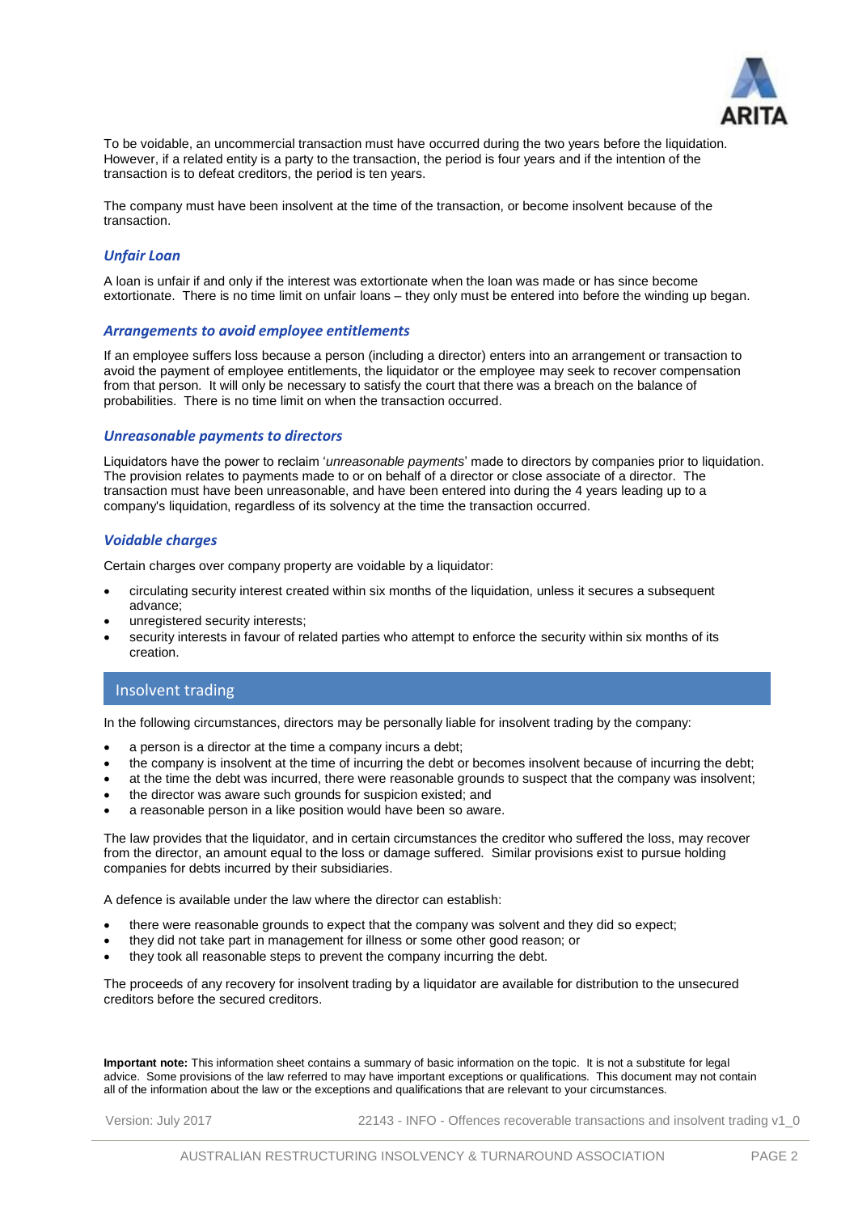To be voidable, an uncommercial transaction must have occurred during the two years before the liquidation. However, if a related entity is a party to the transaction, the period is four years and if the intention of the transaction is to defeat creditors, the period is ten years.

The company must have been insolvent at the time of the transaction, or become insolvent because of the transaction.

### *Unfair Loan*

A loan is unfair if and only if the interest was extortionate when the loan was made or has since become extortionate. There is no time limit on unfair loans – they only must be entered into before the winding up began.

### *Arrangements to avoid employee entitlements*

If an employee suffers loss because a person (including a director) enters into an arrangement or transaction to avoid the payment of employee entitlements, the liquidator or the employee may seek to recover compensation from that person. It will only be necessary to satisfy the court that there was a breach on the balance of probabilities. There is no time limit on when the transaction occurred.

### *Unreasonable payments to directors*

Liquidators have the power to reclaim '*unreasonable payments*' made to directors by companies prior to liquidation. The provision relates to payments made to or on behalf of a director or close associate of a director. The transaction must have been unreasonable, and have been entered into during the 4 years leading up to a company's liquidation, regardless of its solvency at the time the transaction occurred.

### *Voidable charges*

Certain charges over company property are voidable by a liquidator:

- circulating security interest created within six months of the liquidation, unless it secures a subsequent advance;
- unregistered security interests;
- security interests in favour of related parties who attempt to enforce the security within six months of its creation.

## Insolvent trading

In the following circumstances, directors may be personally liable for insolvent trading by the company:

- a person is a director at the time a company incurs a debt;
- the company is insolvent at the time of incurring the debt or becomes insolvent because of incurring the debt;
- at the time the debt was incurred, there were reasonable grounds to suspect that the company was insolvent;
- the director was aware such grounds for suspicion existed; and
- a reasonable person in a like position would have been so aware.

The law provides that the liquidator, and in certain circumstances the creditor who suffered the loss, may recover from the director, an amount equal to the loss or damage suffered. Similar provisions exist to pursue holding companies for debts incurred by their subsidiaries.

A defence is available under the law where the director can establish:

- there were reasonable grounds to expect that the company was solvent and they did so expect;
- they did not take part in management for illness or some other good reason; or
- they took all reasonable steps to prevent the company incurring the debt.

The proceeds of any recovery for insolvent trading by a liquidator are available for distribution to the unsecured creditors before the secured creditors.

**Important note:** This information sheet contains a summary of basic information on the topic. It is not a substitute for legal advice. Some provisions of the law referred to may have important exceptions or qualifications. This document may not contain all of the information about the law or the exceptions and qualifications that are relevant to your circumstances.

Version: July 2017 22143 - INFO - Offences recoverable transactions and insolvent trading v1_0